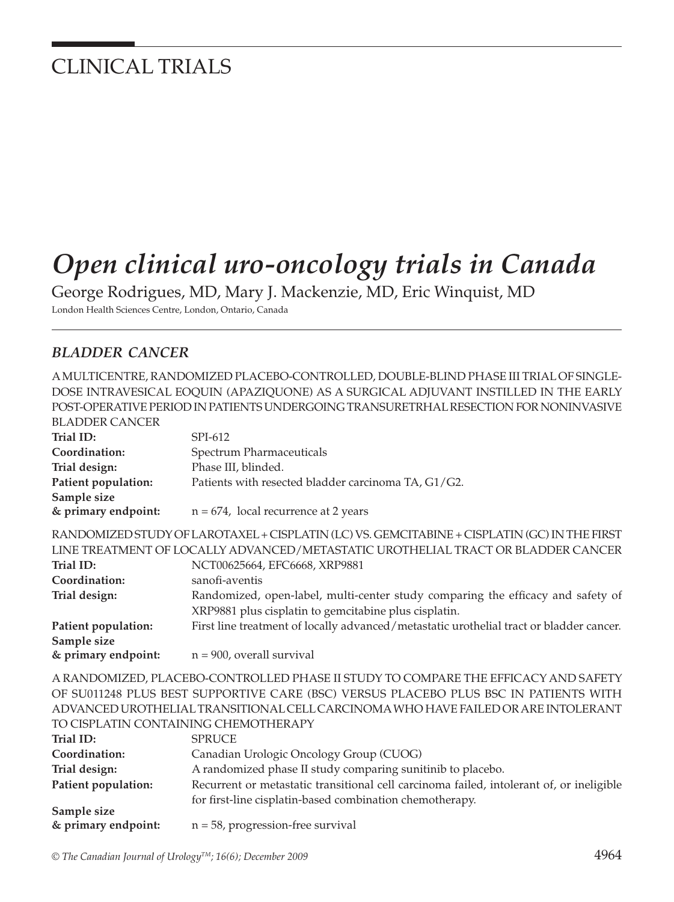# CLINICAL TRIALS

# *Open clinical uro-oncology trials in Canada*

George Rodrigues, MD, Mary J. Mackenzie, MD, Eric Winquist, MD

London Health Sciences Centre, London, Ontario, Canada

## *BLADDER CANCER*

A MULTICENTRE, RANDOMIZED PLACEBO-CONTROLLED, DOUBLE-BLIND PHASE III TRIAL OF SINGLE-DOSE INTRAVESICAL EOQUIN (APAZIQUONE) AS A SURGICAL ADJUVANT INSTILLED IN THE EARLY POST-OPERATIVE PERIOD IN PATIENTS UNDERGOING TRANSURETRHAL RESECTION FOR NONINVASIVE BLADDER CANCER

**Trial ID:** SPI-612

**Coordination:** Spectrum Pharmaceuticals

**Trial design:** Phase III, blinded.

**Patient population:** Patients with resected bladder carcinoma TA, G1/G2.

**Sample size & primary endpoint:** n = 674, local recurrence at 2 years

RANDOMIZED STUDY OF LAROTAXEL + CISPLATIN (LC) VS. GEMCITABINE + CISPLATIN (GC) IN THE FIRST LINE TREATMENT OF LOCALLY ADVANCED/METASTATIC UROTHELIAL TRACT OR BLADDER CANCER

**Trial ID:** NCT00625664, EFC6668, XRP9881

**Coordination:** sanofi-aventis

**Trial design:** Randomized, open-label, multi-center study comparing the efficacy and safety of XRP9881 plus cisplatin to gemcitabine plus cisplatin.

**Patient population:** First line treatment of locally advanced/metastatic urothelial tract or bladder cancer.

**Sample size & primary endpoint:** n = 900, overall survival

A RANDOMIZED, PLACEBO-CONTROLLED PHASE II STUDY TO COMPARE THE EFFICACY AND SAFETY OF SU011248 PLUS BEST SUPPORTIVE CARE (BSC) VERSUS PLACEBO PLUS BSC IN PATIENTS WITH ADVANCED UROTHELIAL TRANSITIONAL CELL CARCINOMA WHO HAVE FAILED OR ARE INTOLERANT TO CISPLATIN CONTAINING CHEMOTHERAPY

**Trial ID:** SPRUCE

**Coordination:** Canadian Urologic Oncology Group (CUOG)

**Trial design:** A randomized phase II study comparing sunitinib to placebo.

**Patient population:** Recurrent or metastatic transitional cell carcinoma failed, intolerant of, or ineligible for first-line cisplatin-based combination chemotherapy.

**Sample size & primary endpoint:** n = 58, progression-free survival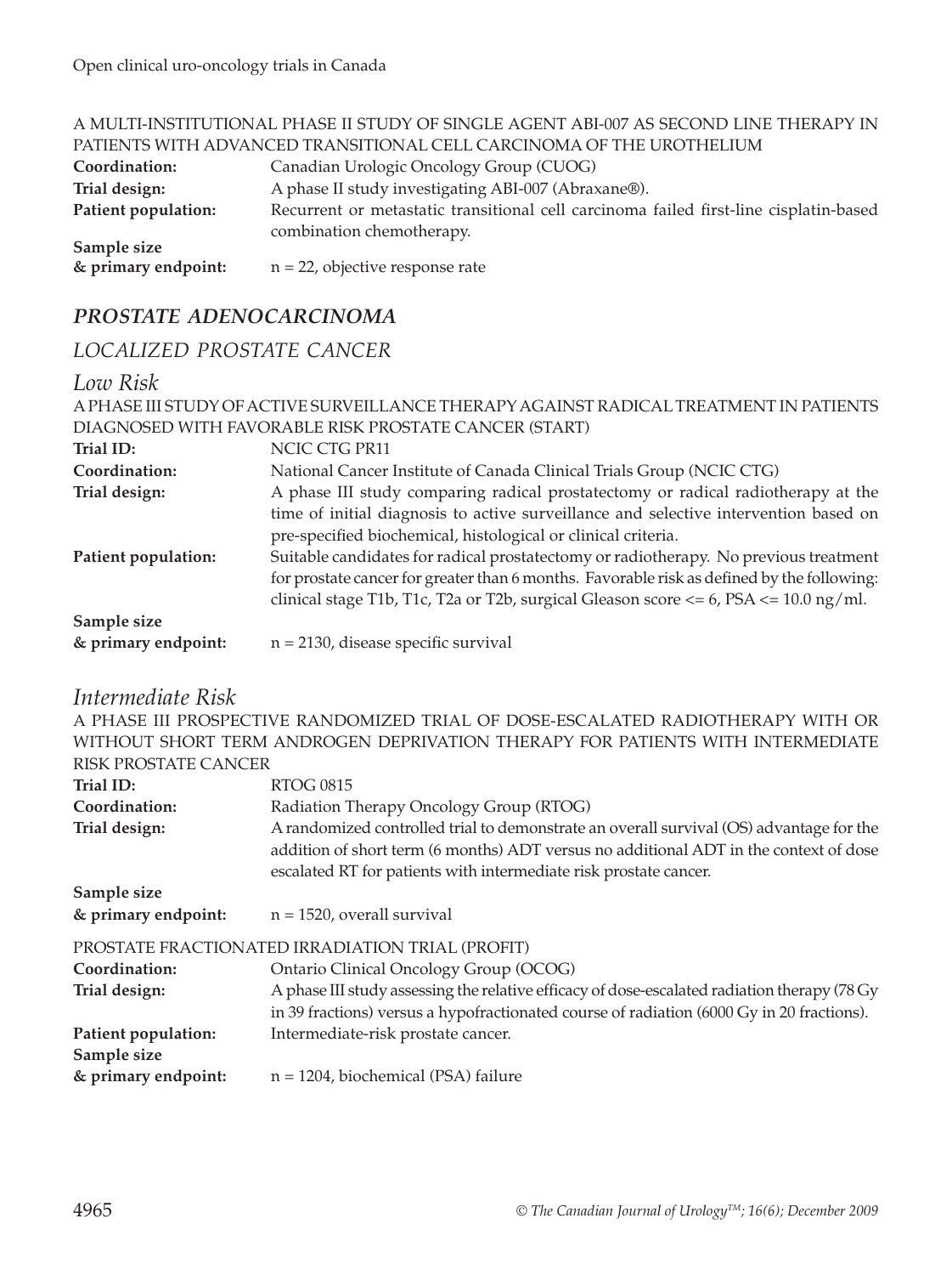A MULTI-INSTITUTIONAL PHASE II STUDY OF SINGLE AGENT ABI-007 AS SECOND LINE THERAPY IN PATIENTS WITH ADVANCED TRANSITIONAL CELL CARCINOMA OF THE UROTHELIUM

**Coordination:** Canadian Urologic Oncology Group (CUOG)

**Trial design:** A phase II study investigating ABI-007 (Abraxane®).

**Patient population:** Recurrent or metastatic transitional cell carcinoma failed first-line cisplatin-based combination chemotherapy.

**Sample size & primary endpoint:** n = 22, objective response rate

## *PROSTATE ADENOCARCINOMA*

### *LOCALIZED PROSTATE CANCER*

#### *Low Risk*

A PHASE III STUDY OF ACTIVE SURVEILLANCE THERAPY AGAINST RADICAL TREATMENT IN PATIENTS DIAGNOSED WITH FAVORABLE RISK PROSTATE CANCER (START)

**Trial ID:** NCIC CTG PR11

**Coordination:** National Cancer Institute of Canada Clinical Trials Group (NCIC CTG)

**Trial design:** A phase III study comparing radical prostatectomy or radical radiotherapy at the time of initial diagnosis to active surveillance and selective intervention based on pre-specified biochemical, histological or clinical criteria.

**Patient population:** Suitable candidates for radical prostatectomy or radiotherapy. No previous treatment for prostate cancer for greater than 6 months. Favorable risk as defined by the following: clinical stage T1b, T1c, T2a or T2b, surgical Gleason score <= 6, PSA <= 10.0 ng/ml.

**Sample size & primary endpoint:** n = 2130, disease specific survival

#### *Intermediate Risk*

A PHASE III PROSPECTIVE RANDOMIZED TRIAL OF DOSE-ESCALATED RADIOTHERAPY WITH OR WITHOUT SHORT TERM ANDROGEN DEPRIVATION THERAPY FOR PATIENTS WITH INTERMEDIATE RISK PROSTATE CANCER

**Trial ID:** RTOG 0815

**Coordination:** Radiation Therapy Oncology Group (RTOG)

**Trial design:** A randomized controlled trial to demonstrate an overall survival (OS) advantage for the addition of short term (6 months) ADT versus no additional ADT in the context of dose escalated RT for patients with intermediate risk prostate cancer.

**Sample size & primary endpoint:** n = 1520, overall survival

PROSTATE FRACTIONATED IRRADIATION TRIAL (PROFIT)

**Coordination:** Ontario Clinical Oncology Group (OCOG)

**Trial design:** A phase III study assessing the relative efficacy of dose-escalated radiation therapy (78 Gy in 39 fractions) versus a hypofractionated course of radiation (6000 Gy in 20 fractions).

**Patient population:** Intermediate-risk prostate cancer.

**Sample size & primary endpoint:** n = 1204, biochemical (PSA) failure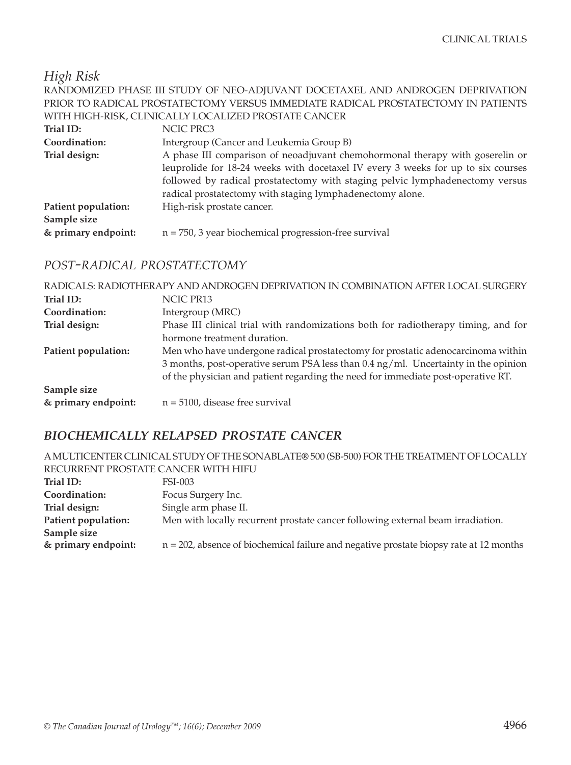## *High Risk*

RANDOMIZED PHASE III STUDY OF NEO-ADJUVANT DOCETAXEL AND ANDROGEN DEPRIVATION PRIOR TO RADICAL PROSTATECTOMY VERSUS IMMEDIATE RADICAL PROSTATECTOMY IN PATIENTS WITH HIGH-RISK, CLINICALLY LOCALIZED PROSTATE CANCER

**Trial ID:** NCIC PRC3

**Coordination:** Intergroup (Cancer and Leukemia Group B)

**Trial design:** A phase III comparison of neoadjuvant chemohormonal therapy with goserelin or leuprolide for 18-24 weeks with docetaxel IV every 3 weeks for up to six courses followed by radical prostatectomy with staging pelvic lymphadenectomy versus radical prostatectomy with staging lymphadenectomy alone.

**Patient population:** High-risk prostate cancer.

**Sample size & primary endpoint:** n = 750, 3 year biochemical progression-free survival

## *POST-RADICAL PROSTATECTOMY*

RADICALS: RADIOTHERAPY AND ANDROGEN DEPRIVATION IN COMBINATION AFTER LOCAL SURGERY

**Trial ID:** NCIC PR13

**Coordination:** Intergroup (MRC)

**Trial design:** Phase III clinical trial with randomizations both for radiotherapy timing, and for hormone treatment duration.

**Patient population:** Men who have undergone radical prostatectomy for prostatic adenocarcinoma within 3 months, post-operative serum PSA less than 0.4 ng/ml. Uncertainty in the opinion of the physician and patient regarding the need for immediate post-operative RT.

**Sample size & primary endpoint:** n = 5100, disease free survival

## ***BIOCHEMICALLY RELAPSED PROSTATE CANCER***

A MULTICENTER CLINICAL STUDY OF THE SONABLATE® 500 (SB-500) FOR THE TREATMENT OF LOCALLY RECURRENT PROSTATE CANCER WITH HIFU

**Trial ID:** FSI-003

**Coordination:** Focus Surgery Inc.

**Trial design:** Single arm phase II.

**Patient population:** Men with locally recurrent prostate cancer following external beam irradiation.

**Sample size & primary endpoint:** n = 202, absence of biochemical failure and negative prostate biopsy rate at 12 months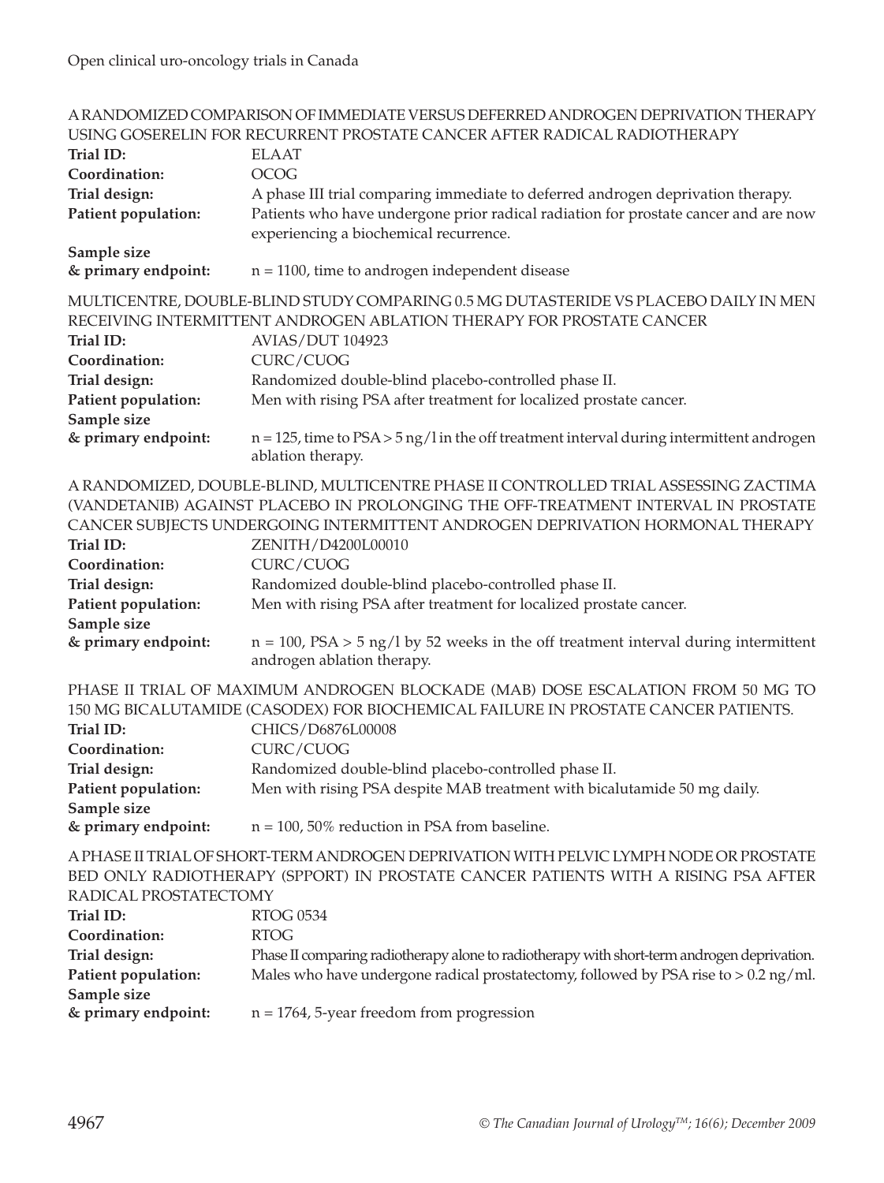A RANDOMIZED COMPARISON OF IMMEDIATE VERSUS DEFERRED ANDROGEN DEPRIVATION THERAPY USING GOSERELIN FOR RECURRENT PROSTATE CANCER AFTER RADICAL RADIOTHERAPY

**Trial ID:** ELAAT
**Coordination:** OCOG
**Trial design:** A phase III trial comparing immediate to deferred androgen deprivation therapy.
**Patient population:** Patients who have undergone prior radical radiation for prostate cancer and are now experiencing a biochemical recurrence.
**Sample size & primary endpoint:** n = 1100, time to androgen independent disease

MULTICENTRE, DOUBLE-BLIND STUDY COMPARING 0.5 MG DUTASTERIDE VS PLACEBO DAILY IN MEN RECEIVING INTERMITTENT ANDROGEN ABLATION THERAPY FOR PROSTATE CANCER

**Trial ID:** AVIAS/DUT 104923
**Coordination:** CURC/CUOG
**Trial design:** Randomized double-blind placebo-controlled phase II.
**Patient population:** Men with rising PSA after treatment for localized prostate cancer.
**Sample size & primary endpoint:** n = 125, time to PSA > 5 ng/l in the off treatment interval during intermittent androgen ablation therapy.

A RANDOMIZED, DOUBLE-BLIND, MULTICENTRE PHASE II CONTROLLED TRIAL ASSESSING ZACTIMA (VANDETANIB) AGAINST PLACEBO IN PROLONGING THE OFF-TREATMENT INTERVAL IN PROSTATE CANCER SUBJECTS UNDERGOING INTERMITTENT ANDROGEN DEPRIVATION HORMONAL THERAPY

**Trial ID:** ZENITH/D4200L00010
**Coordination:** CURC/CUOG
**Trial design:** Randomized double-blind placebo-controlled phase II.
**Patient population:** Men with rising PSA after treatment for localized prostate cancer.
**Sample size & primary endpoint:** n = 100, PSA > 5 ng/l by 52 weeks in the off treatment interval during intermittent androgen ablation therapy.

PHASE II TRIAL OF MAXIMUM ANDROGEN BLOCKADE (MAB) DOSE ESCALATION FROM 50 MG TO 150 MG BICALUTAMIDE (CASODEX) FOR BIOCHEMICAL FAILURE IN PROSTATE CANCER PATIENTS.

**Trial ID:** CHICS/D6876L00008
**Coordination:** CURC/CUOG
**Trial design:** Randomized double-blind placebo-controlled phase II.
**Patient population:** Men with rising PSA despite MAB treatment with bicalutamide 50 mg daily.
**Sample size & primary endpoint:** n = 100, 50% reduction in PSA from baseline.

A PHASE II TRIAL OF SHORT-TERM ANDROGEN DEPRIVATION WITH PELVIC LYMPH NODE OR PROSTATE BED ONLY RADIOTHERAPY (SPPORT) IN PROSTATE CANCER PATIENTS WITH A RISING PSA AFTER RADICAL PROSTATECTOMY

**Trial ID:** RTOG 0534
**Coordination:** RTOG
**Trial design:** Phase II comparing radiotherapy alone to radiotherapy with short-term androgen deprivation.
**Patient population:** Males who have undergone radical prostatectomy, followed by PSA rise to > 0.2 ng/ml.
**Sample size & primary endpoint:** n = 1764, 5-year freedom from progression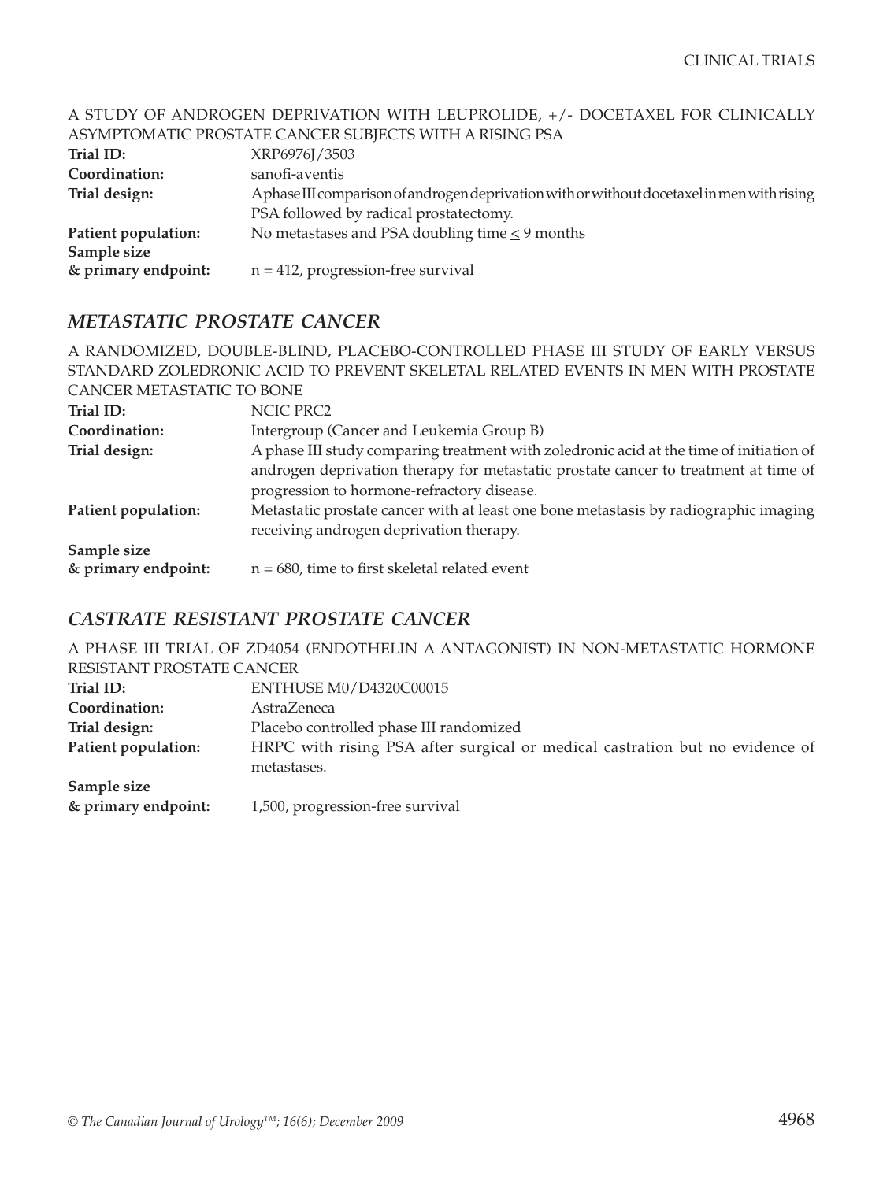A STUDY OF ANDROGEN DEPRIVATION WITH LEUPROLIDE, +/- DOCETAXEL FOR CLINICALLY ASYMPTOMATIC PROSTATE CANCER SUBJECTS WITH A RISING PSA

| | |
|---|---|
| **Trial ID:** | XRP6976J/3503 |
| **Coordination:** | sanofi-aventis |
| **Trial design:** | A phase III comparison of androgen deprivation with or without docetaxel in men with rising PSA followed by radical prostatectomy. |
| **Patient population:** | No metastases and PSA doubling time $\leq$ 9 months |
| **Sample size & primary endpoint:** | n = 412, progression-free survival |

## *METASTATIC PROSTATE CANCER*

A RANDOMIZED, DOUBLE-BLIND, PLACEBO-CONTROLLED PHASE III STUDY OF EARLY VERSUS STANDARD ZOLEDRONIC ACID TO PREVENT SKELETAL RELATED EVENTS IN MEN WITH PROSTATE CANCER METASTATIC TO BONE

| | |
|---|---|
| **Trial ID:** | NCIC PRC2 |
| **Coordination:** | Intergroup (Cancer and Leukemia Group B) |
| **Trial design:** | A phase III study comparing treatment with zoledronic acid at the time of initiation of androgen deprivation therapy for metastatic prostate cancer to treatment at time of progression to hormone-refractory disease. |
| **Patient population:** | Metastatic prostate cancer with at least one bone metastasis by radiographic imaging receiving androgen deprivation therapy. |
| **Sample size & primary endpoint:** | n = 680, time to first skeletal related event |

## *CASTRATE RESISTANT PROSTATE CANCER*

A PHASE III TRIAL OF ZD4054 (ENDOTHELIN A ANTAGONIST) IN NON-METASTATIC HORMONE RESISTANT PROSTATE CANCER

| | |
|---|---|
| **Trial ID:** | ENTHUSE M0/D4320C00015 |
| **Coordination:** | AstraZeneca |
| **Trial design:** | Placebo controlled phase III randomized |
| **Patient population:** | HRPC with rising PSA after surgical or medical castration but no evidence of metastases. |
| **Sample size & primary endpoint:** | 1,500, progression-free survival |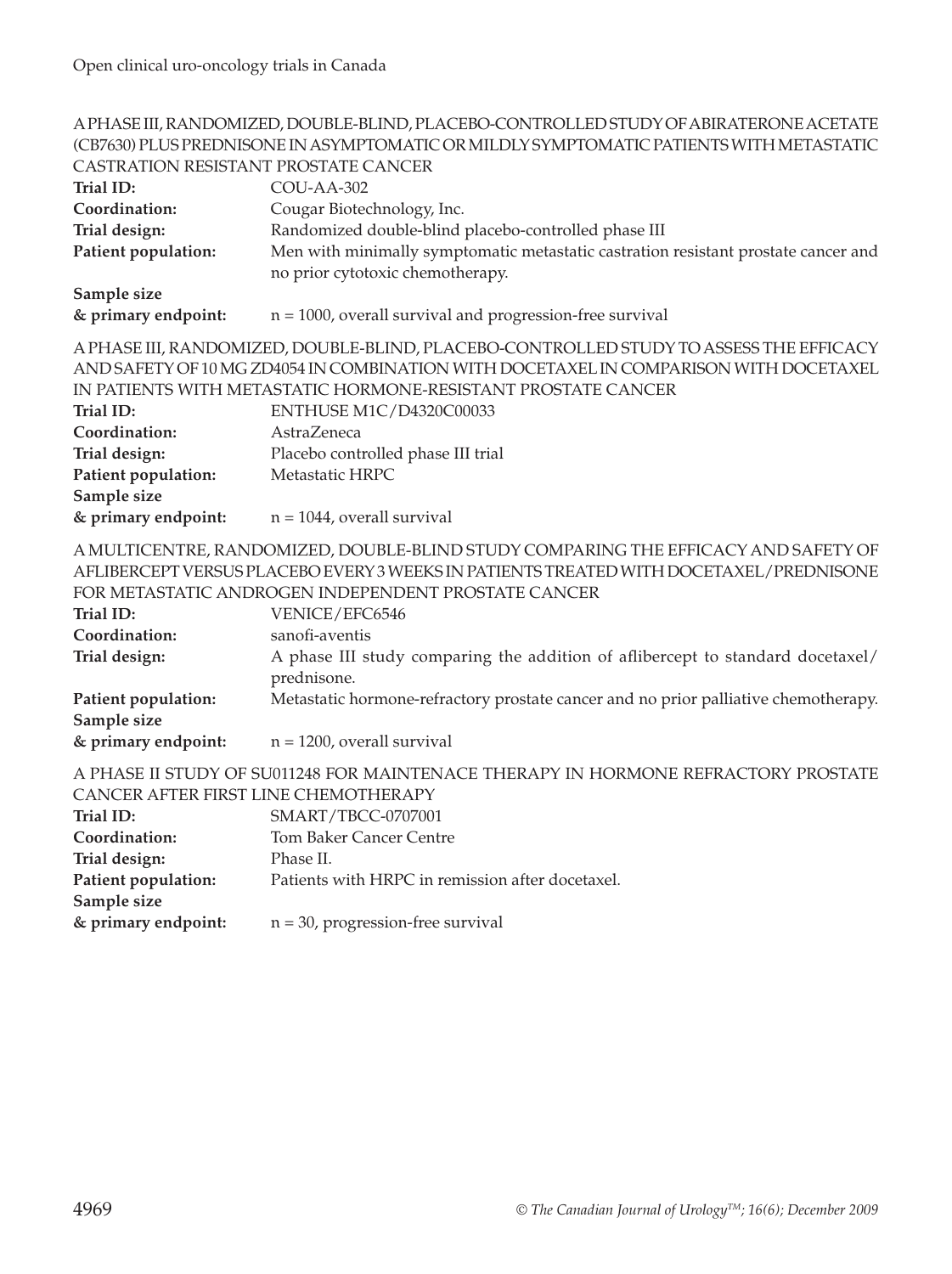### A PHASE III, RANDOMIZED, DOUBLE-BLIND, PLACEBO-CONTROLLED STUDY OF ABIRATERONE ACETATE (CB7630) PLUS PREDNISONE IN ASYMPTOMATIC OR MILDLY SYMPTOMATIC PATIENTS WITH METASTATIC CASTRATION RESISTANT PROSTATE CANCER

**Trial ID:** COU-AA-302

**Coordination:** Cougar Biotechnology, Inc.

**Trial design:** Randomized double-blind placebo-controlled phase III

**Patient population:** Men with minimally symptomatic metastatic castration resistant prostate cancer and no prior cytotoxic chemotherapy.

**Sample size & primary endpoint:** n = 1000, overall survival and progression-free survival

### A PHASE III, RANDOMIZED, DOUBLE-BLIND, PLACEBO-CONTROLLED STUDY TO ASSESS THE EFFICACY AND SAFETY OF 10 MG ZD4054 IN COMBINATION WITH DOCETAXEL IN COMPARISON WITH DOCETAXEL IN PATIENTS WITH METASTATIC HORMONE-RESISTANT PROSTATE CANCER

**Trial ID:** ENTHUSE M1C/D4320C00033

**Coordination:** AstraZeneca

**Trial design:** Placebo controlled phase III trial

**Patient population:** Metastatic HRPC

**Sample size & primary endpoint:** n = 1044, overall survival

### A MULTICENTRE, RANDOMIZED, DOUBLE-BLIND STUDY COMPARING THE EFFICACY AND SAFETY OF AFLIBERCEPT VERSUS PLACEBO EVERY 3 WEEKS IN PATIENTS TREATED WITH DOCETAXEL/PREDNISONE FOR METASTATIC ANDROGEN INDEPENDENT PROSTATE CANCER

**Trial ID:** VENICE/EFC6546

**Coordination:** sanofi-aventis

**Trial design:** A phase III study comparing the addition of aflibercept to standard docetaxel/prednisone.

**Patient population:** Metastatic hormone-refractory prostate cancer and no prior palliative chemotherapy.

**Sample size & primary endpoint:** n = 1200, overall survival

### A PHASE II STUDY OF SU011248 FOR MAINTENACE THERAPY IN HORMONE REFRACTORY PROSTATE CANCER AFTER FIRST LINE CHEMOTHERAPY

**Trial ID:** SMART/TBCC-0707001

**Coordination:** Tom Baker Cancer Centre

**Trial design:** Phase II.

**Patient population:** Patients with HRPC in remission after docetaxel.

**Sample size & primary endpoint:** n = 30, progression-free survival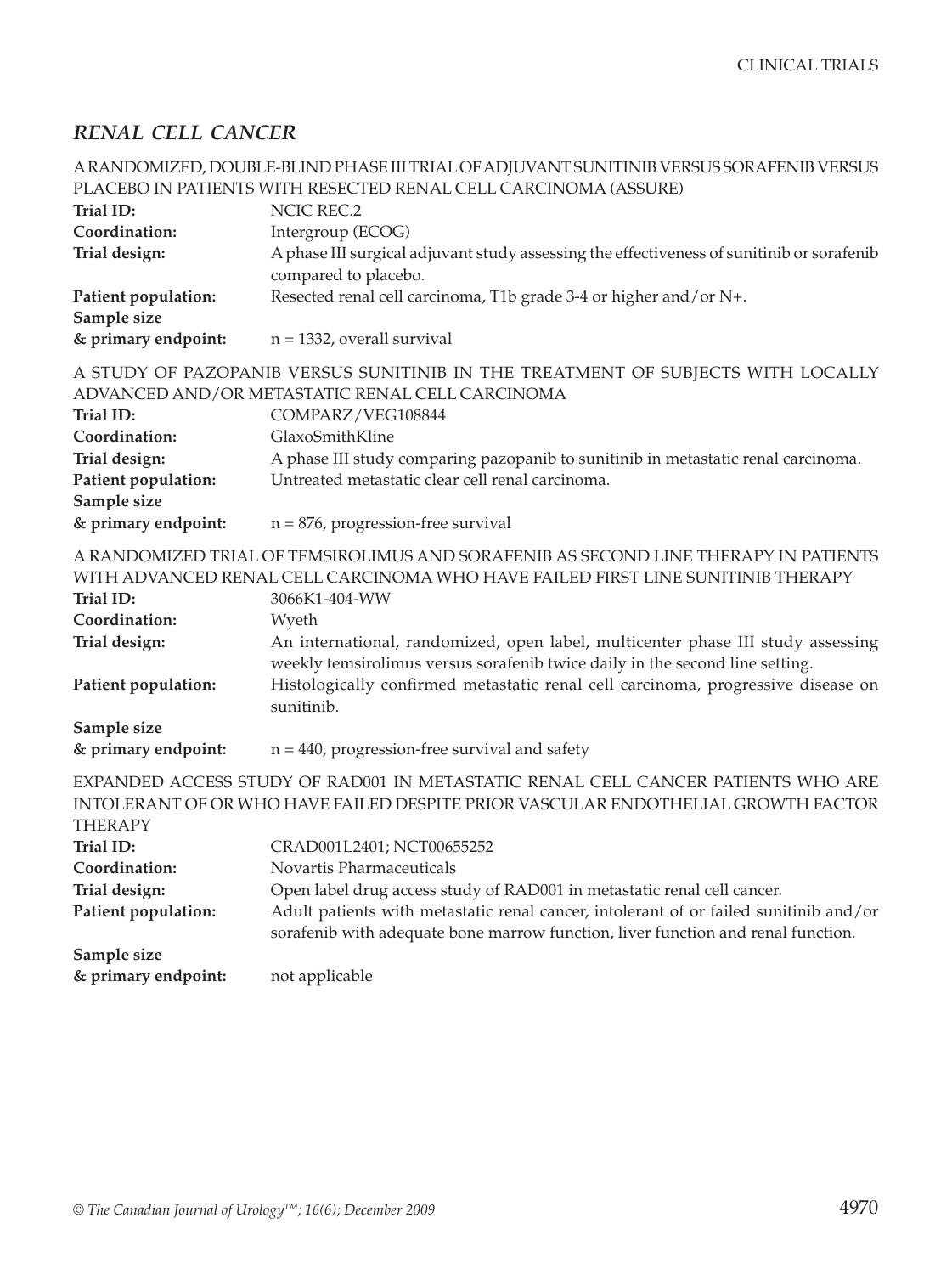## *RENAL CELL CANCER*

A RANDOMIZED, DOUBLE-BLIND PHASE III TRIAL OF ADJUVANT SUNITINIB VERSUS SORAFENIB VERSUS PLACEBO IN PATIENTS WITH RESECTED RENAL CELL CARCINOMA (ASSURE)

**Trial ID:** NCIC REC.2

**Coordination:** Intergroup (ECOG)

**Trial design:** A phase III surgical adjuvant study assessing the effectiveness of sunitinib or sorafenib compared to placebo.

**Patient population:** Resected renal cell carcinoma, T1b grade 3-4 or higher and/or N+.

**Sample size & primary endpoint:** n = 1332, overall survival

A STUDY OF PAZOPANIB VERSUS SUNITINIB IN THE TREATMENT OF SUBJECTS WITH LOCALLY ADVANCED AND/OR METASTATIC RENAL CELL CARCINOMA

**Trial ID:** COMPARZ/VEG108844

**Coordination:** GlaxoSmithKline

**Trial design:** A phase III study comparing pazopanib to sunitinib in metastatic renal carcinoma.

**Patient population:** Untreated metastatic clear cell renal carcinoma.

**Sample size & primary endpoint:** n = 876, progression-free survival

A RANDOMIZED TRIAL OF TEMSIROLIMUS AND SORAFENIB AS SECOND LINE THERAPY IN PATIENTS WITH ADVANCED RENAL CELL CARCINOMA WHO HAVE FAILED FIRST LINE SUNITINIB THERAPY

**Trial ID:** 3066K1-404-WW

**Coordination:** Wyeth

**Trial design:** An international, randomized, open label, multicenter phase III study assessing weekly temsirolimus versus sorafenib twice daily in the second line setting.

**Patient population:** Histologically confirmed metastatic renal cell carcinoma, progressive disease on sunitinib.

**Sample size & primary endpoint:** n = 440, progression-free survival and safety

EXPANDED ACCESS STUDY OF RAD001 IN METASTATIC RENAL CELL CANCER PATIENTS WHO ARE INTOLERANT OF OR WHO HAVE FAILED DESPITE PRIOR VASCULAR ENDOTHELIAL GROWTH FACTOR THERAPY

**Trial ID:** CRAD001L2401; NCT00655252

**Coordination:** Novartis Pharmaceuticals

**Trial design:** Open label drug access study of RAD001 in metastatic renal cell cancer.

**Patient population:** Adult patients with metastatic renal cancer, intolerant of or failed sunitinib and/or sorafenib with adequate bone marrow function, liver function and renal function.

**Sample size & primary endpoint:** not applicable